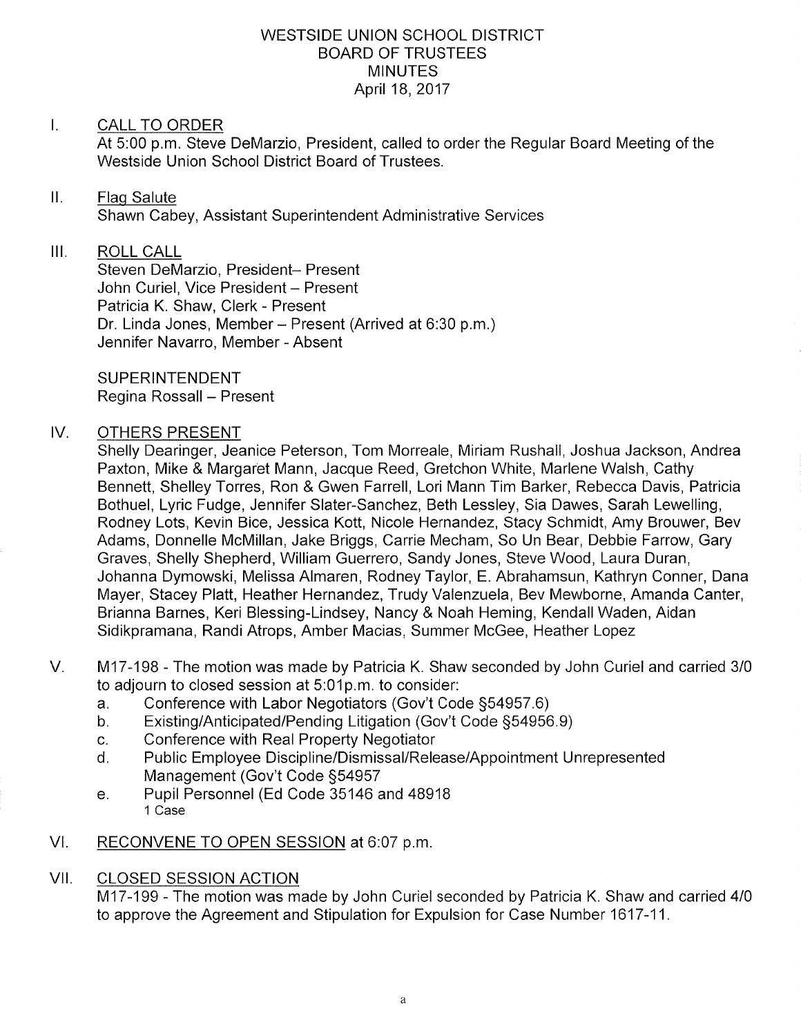# WESTSIDE UNION SCHOOL DISTRICT
## BOARD OF TRUSTEES
## MINUTES
April 18, 2017

I. CALL TO ORDER

At 5:00 p.m. Steve DeMarzio, President, called to order the Regular Board Meeting of the Westside Union School District Board of Trustees.

II. Flag Salute

Shawn Cabey, Assistant Superintendent Administrative Services

III. ROLL CALL

Steven DeMarzio, President– Present
John Curiel, Vice President – Present
Patricia K. Shaw, Clerk - Present
Dr. Linda Jones, Member – Present (Arrived at 6:30 p.m.)
Jennifer Navarro, Member - Absent

SUPERINTENDENT
Regina Rossall – Present

IV. OTHERS PRESENT

Shelly Dearinger, Jeanice Peterson, Tom Morreale, Miriam Rushall, Joshua Jackson, Andrea Paxton, Mike & Margaret Mann, Jacque Reed, Gretchon White, Marlene Walsh, Cathy Bennett, Shelley Torres, Ron & Gwen Farrell, Lori Mann Tim Barker, Rebecca Davis, Patricia Bothuel, Lyric Fudge, Jennifer Slater-Sanchez, Beth Lessley, Sia Dawes, Sarah Lewelling, Rodney Lots, Kevin Bice, Jessica Kott, Nicole Hernandez, Stacy Schmidt, Amy Brouwer, Bev Adams, Donnelle McMillan, Jake Briggs, Carrie Mecham, So Un Bear, Debbie Farrow, Gary Graves, Shelly Shepherd, William Guerrero, Sandy Jones, Steve Wood, Laura Duran, Johanna Dymowski, Melissa Almaren, Rodney Taylor, E. Abrahamsun, Kathryn Conner, Dana Mayer, Stacey Platt, Heather Hernandez, Trudy Valenzuela, Bev Mewborne, Amanda Canter, Brianna Barnes, Keri Blessing-Lindsey, Nancy & Noah Heming, Kendall Waden, Aidan Sidikpramana, Randi Atrops, Amber Macias, Summer McGee, Heather Lopez

V. M17-198 - The motion was made by Patricia K. Shaw seconded by John Curiel and carried 3/0 to adjourn to closed session at 5:01p.m. to consider:

a. Conference with Labor Negotiators (Gov't Code §54957.6)
b. Existing/Anticipated/Pending Litigation (Gov't Code §54956.9)
c. Conference with Real Property Negotiator
d. Public Employee Discipline/Dismissal/Release/Appointment Unrepresented Management (Gov't Code §54957
e. Pupil Personnel (Ed Code 35146 and 48918
   1 Case

VI. RECONVENE TO OPEN SESSION at 6:07 p.m.

VII. CLOSED SESSION ACTION

M17-199 - The motion was made by John Curiel seconded by Patricia K. Shaw and carried 4/0 to approve the Agreement and Stipulation for Expulsion for Case Number 1617-11.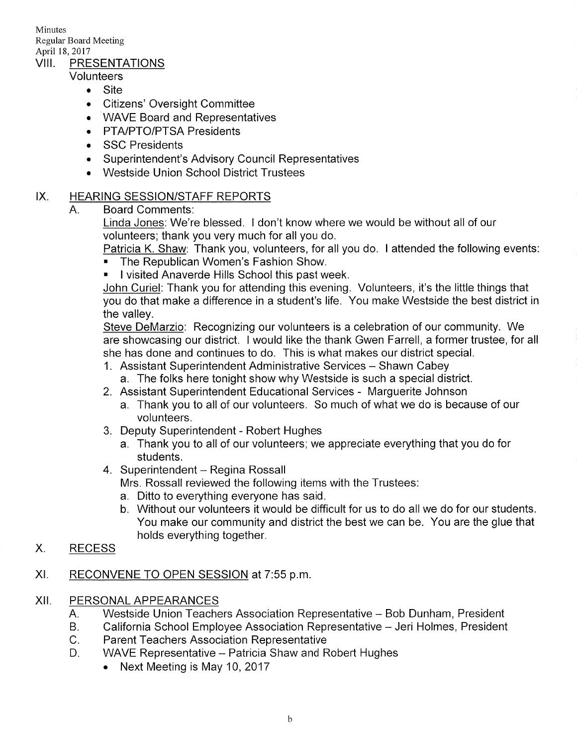Minutes
Regular Board Meeting
April 18, 2017

## VIII. PRESENTATIONS

Volunteers

- Site
- Citizens' Oversight Committee
- WAVE Board and Representatives
- PTA/PTO/PTSA Presidents
- SSC Presidents
- Superintendent's Advisory Council Representatives
- Westside Union School District Trustees

## IX. HEARING SESSION/STAFF REPORTS

A. Board Comments:

<u>Linda Jones</u>: We're blessed. I don't know where we would be without all of our volunteers; thank you very much for all you do.

<u>Patricia K. Shaw</u>: Thank you, volunteers, for all you do. I attended the following events:

- The Republican Women's Fashion Show.
- I visited Anaverde Hills School this past week.

<u>John Curiel</u>: Thank you for attending this evening. Volunteers, it's the little things that you do that make a difference in a student's life. You make Westside the best district in the valley.

<u>Steve DeMarzio</u>: Recognizing our volunteers is a celebration of our community. We are showcasing our district. I would like the thank Gwen Farrell, a former trustee, for all she has done and continues to do. This is what makes our district special.

1. Assistant Superintendent Administrative Services – Shawn Cabey
   a. The folks here tonight show why Westside is such a special district.
2. Assistant Superintendent Educational Services - Marguerite Johnson
   a. Thank you to all of our volunteers. So much of what we do is because of our volunteers.
3. Deputy Superintendent - Robert Hughes
   a. Thank you to all of our volunteers; we appreciate everything that you do for students.
4. Superintendent – Regina Rossall
   Mrs. Rossall reviewed the following items with the Trustees:
   a. Ditto to everything everyone has said.
   b. Without our volunteers it would be difficult for us to do all we do for our students. You make our community and district the best we can be. You are the glue that holds everything together.

## X. RECESS

## XI. RECONVENE TO OPEN SESSION at 7:55 p.m.

## XII. PERSONAL APPEARANCES

A. Westside Union Teachers Association Representative – Bob Dunham, President
B. California School Employee Association Representative – Jeri Holmes, President
C. Parent Teachers Association Representative
D. WAVE Representative – Patricia Shaw and Robert Hughes

- Next Meeting is May 10, 2017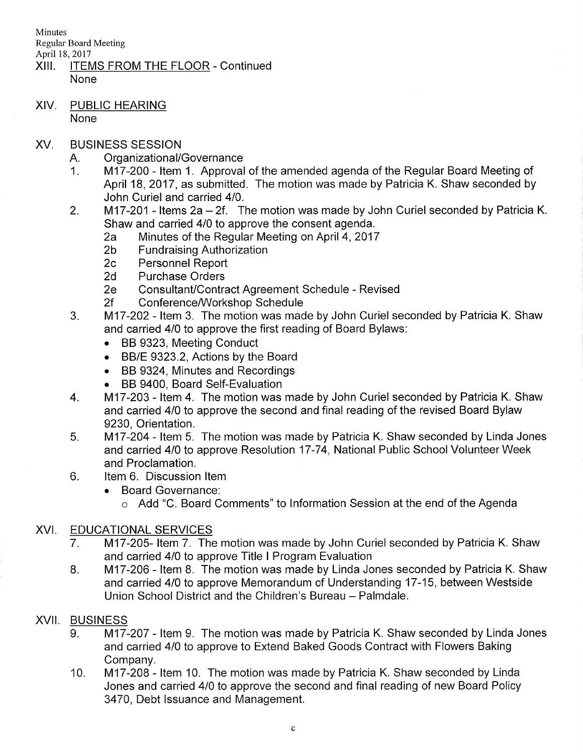XIII. ITEMS FROM THE FLOOR - Continued

None

XIV. PUBLIC HEARING

None

XV. BUSINESS SESSION

A. Organizational/Governance

1. M17-200 - Item 1. Approval of the amended agenda of the Regular Board Meeting of April 18, 2017, as submitted. The motion was made by Patricia K. Shaw seconded by John Curiel and carried 4/0.
2. M17-201 - Items 2a – 2f. The motion was made by John Curiel seconded by Patricia K. Shaw and carried 4/0 to approve the consent agenda.
   - 2a Minutes of the Regular Meeting on April 4, 2017
   - 2b Fundraising Authorization
   - 2c Personnel Report
   - 2d Purchase Orders
   - 2e Consultant/Contract Agreement Schedule - Revised
   - 2f Conference/Workshop Schedule
3. M17-202 - Item 3. The motion was made by John Curiel seconded by Patricia K. Shaw and carried 4/0 to approve the first reading of Board Bylaws:
   - BB 9323, Meeting Conduct
   - BB/E 9323.2, Actions by the Board
   - BB 9324, Minutes and Recordings
   - BB 9400, Board Self-Evaluation
4. M17-203 - Item 4. The motion was made by John Curiel seconded by Patricia K. Shaw and carried 4/0 to approve the second and final reading of the revised Board Bylaw 9230, Orientation.
5. M17-204 - Item 5. The motion was made by Patricia K. Shaw seconded by Linda Jones and carried 4/0 to approve Resolution 17-74, National Public School Volunteer Week and Proclamation.
6. Item 6. Discussion Item
   - Board Governance:
     - Add "C. Board Comments" to Information Session at the end of the Agenda

XVI. EDUCATIONAL SERVICES

7. M17-205- Item 7. The motion was made by John Curiel seconded by Patricia K. Shaw and carried 4/0 to approve Title I Program Evaluation
8. M17-206 - Item 8. The motion was made by Linda Jones seconded by Patricia K. Shaw and carried 4/0 to approve Memorandum of Understanding 17-15, between Westside Union School District and the Children's Bureau – Palmdale.

XVII. BUSINESS

9. M17-207 - Item 9. The motion was made by Patricia K. Shaw seconded by Linda Jones and carried 4/0 to approve to Extend Baked Goods Contract with Flowers Baking Company.
10. M17-208 - Item 10. The motion was made by Patricia K. Shaw seconded by Linda Jones and carried 4/0 to approve the second and final reading of new Board Policy 3470, Debt Issuance and Management.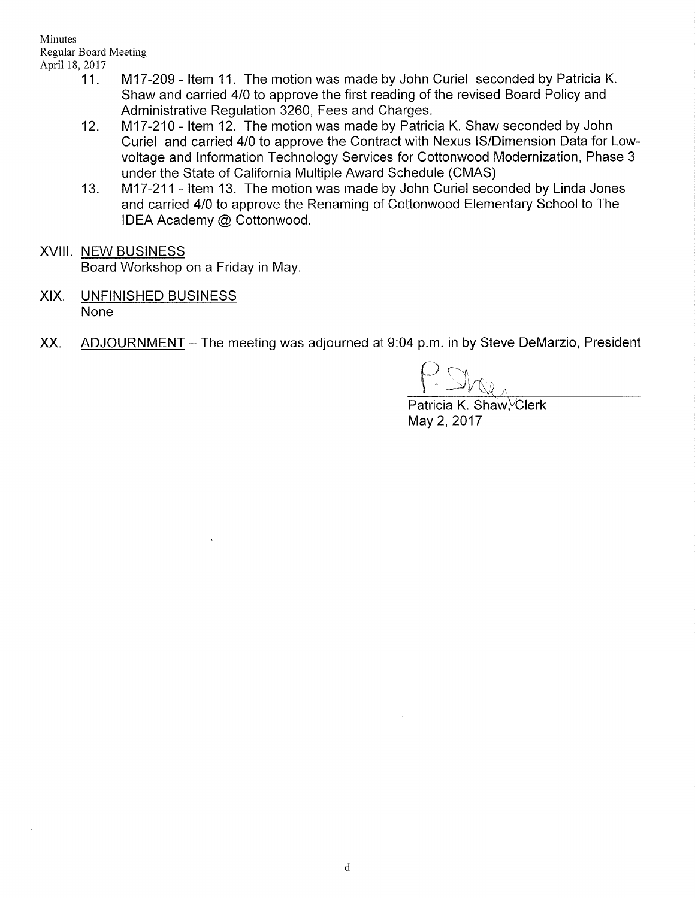11. M17-209 - Item 11. The motion was made by John Curiel seconded by Patricia K. Shaw and carried 4/0 to approve the first reading of the revised Board Policy and Administrative Regulation 3260, Fees and Charges.
12. M17-210 - Item 12. The motion was made by Patricia K. Shaw seconded by John Curiel and carried 4/0 to approve the Contract with Nexus IS/Dimension Data for Low-voltage and Information Technology Services for Cottonwood Modernization, Phase 3 under the State of California Multiple Award Schedule (CMAS)
13. M17-211 - Item 13. The motion was made by John Curiel seconded by Linda Jones and carried 4/0 to approve the Renaming of Cottonwood Elementary School to The IDEA Academy @ Cottonwood.

XVIII. NEW BUSINESS

Board Workshop on a Friday in May.

XIX. UNFINISHED BUSINESS

None

XX. ADJOURNMENT – The meeting was adjourned at 9:04 p.m. in by Steve DeMarzio, President

Patricia K. Shaw, Clerk
May 2, 2017